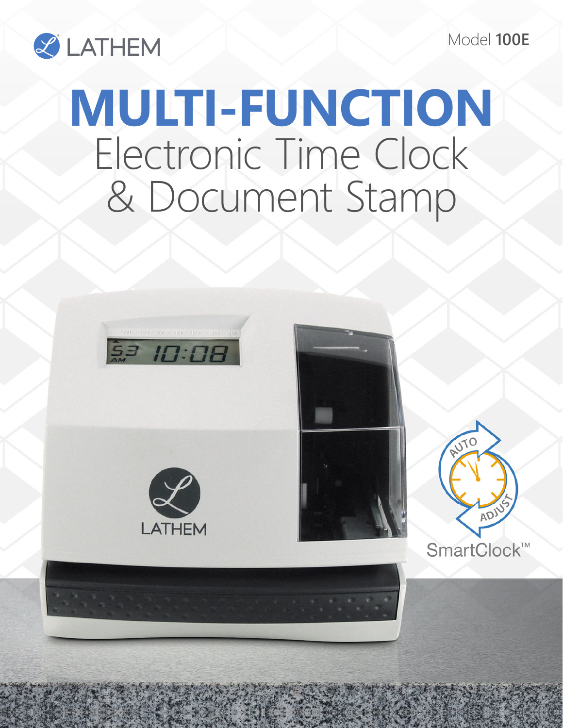LATHEM

Model **100E**

# MULTI-FUNCTION

## Electronic Time Clock & Document Stamp

SmartClock™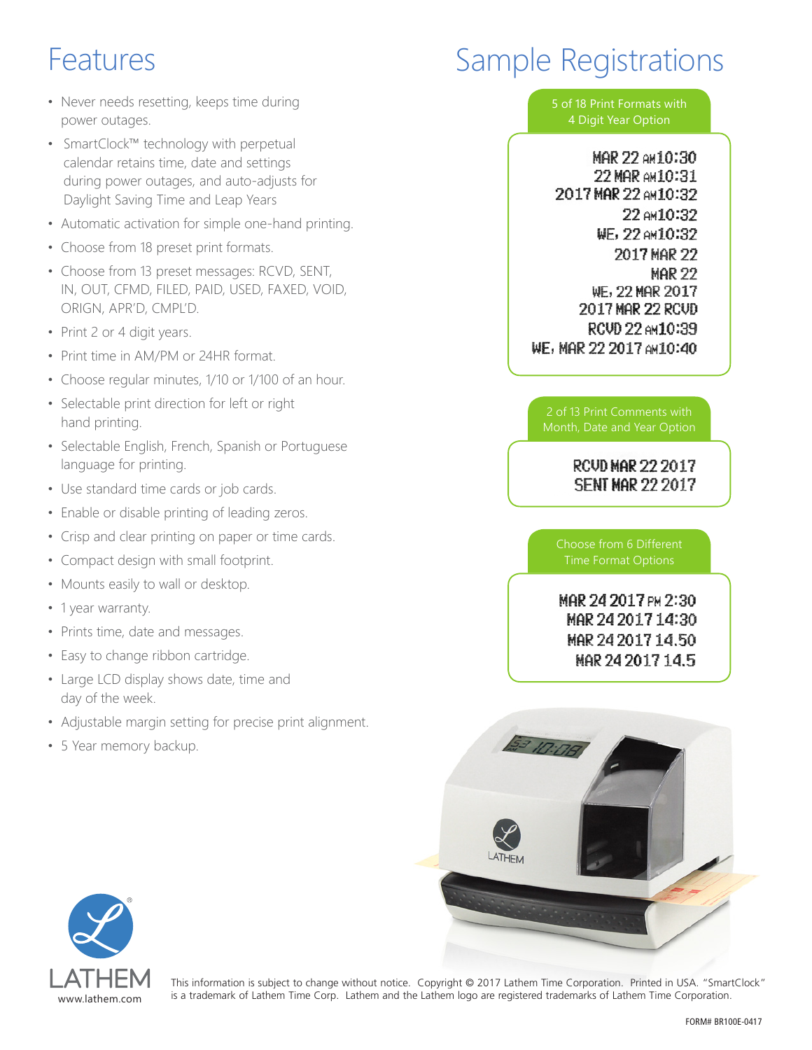# Features

- Never needs resetting, keeps time during power outages.
- SmartClock™ technology with perpetual calendar retains time, date and settings during power outages, and auto-adjusts for Daylight Saving Time and Leap Years
- Automatic activation for simple one-hand printing.
- Choose from 18 preset print formats.
- Choose from 13 preset messages: RCVD, SENT, IN, OUT, CFMD, FILED, PAID, USED, FAXED, VOID, ORIGN, APR'D, CMPL'D.
- Print 2 or 4 digit years.
- Print time in AM/PM or 24HR format.
- Choose regular minutes, 1/10 or 1/100 of an hour.
- Selectable print direction for left or right hand printing.
- Selectable English, French, Spanish or Portuguese language for printing.
- Use standard time cards or job cards.
- Enable or disable printing of leading zeros.
- Crisp and clear printing on paper or time cards.
- Compact design with small footprint.
- Mounts easily to wall or desktop.
- 1 year warranty.
- Prints time, date and messages.
- Easy to change ribbon cartridge.
- Large LCD display shows date, time and day of the week.
- Adjustable margin setting for precise print alignment.
- 5 Year memory backup.

# Sample Registrations

**5 of 18 Print Formats with 4 Digit Year Option**

MAR 22 AM10:30
22 MAR AM10:31
2017 MAR 22 AM10:32
22 AM10:32
WE, 22 AM10:32
2017 MAR 22
MAR 22
WE, 22 MAR 2017
2017 MAR 22 RCVD
RCVD 22 AM10:39
WE, MAR 22 2017 AM10:40

**2 of 13 Print Comments with Month, Date and Year Option**

RCVD MAR 22 2017
SENT MAR 22 2017

**Choose from 6 Different Time Format Options**

MAR 24 2017 PM 2:30
MAR 24 2017 14:30
MAR 24 2017 14.50
MAR 24 2017 14.5

LATHEM
www.lathem.com

This information is subject to change without notice. Copyright © 2017 Lathem Time Corporation. Printed in USA. "SmartClock" is a trademark of Lathem Time Corp. Lathem and the Lathem logo are registered trademarks of Lathem Time Corporation.

FORM# BR100E-0417